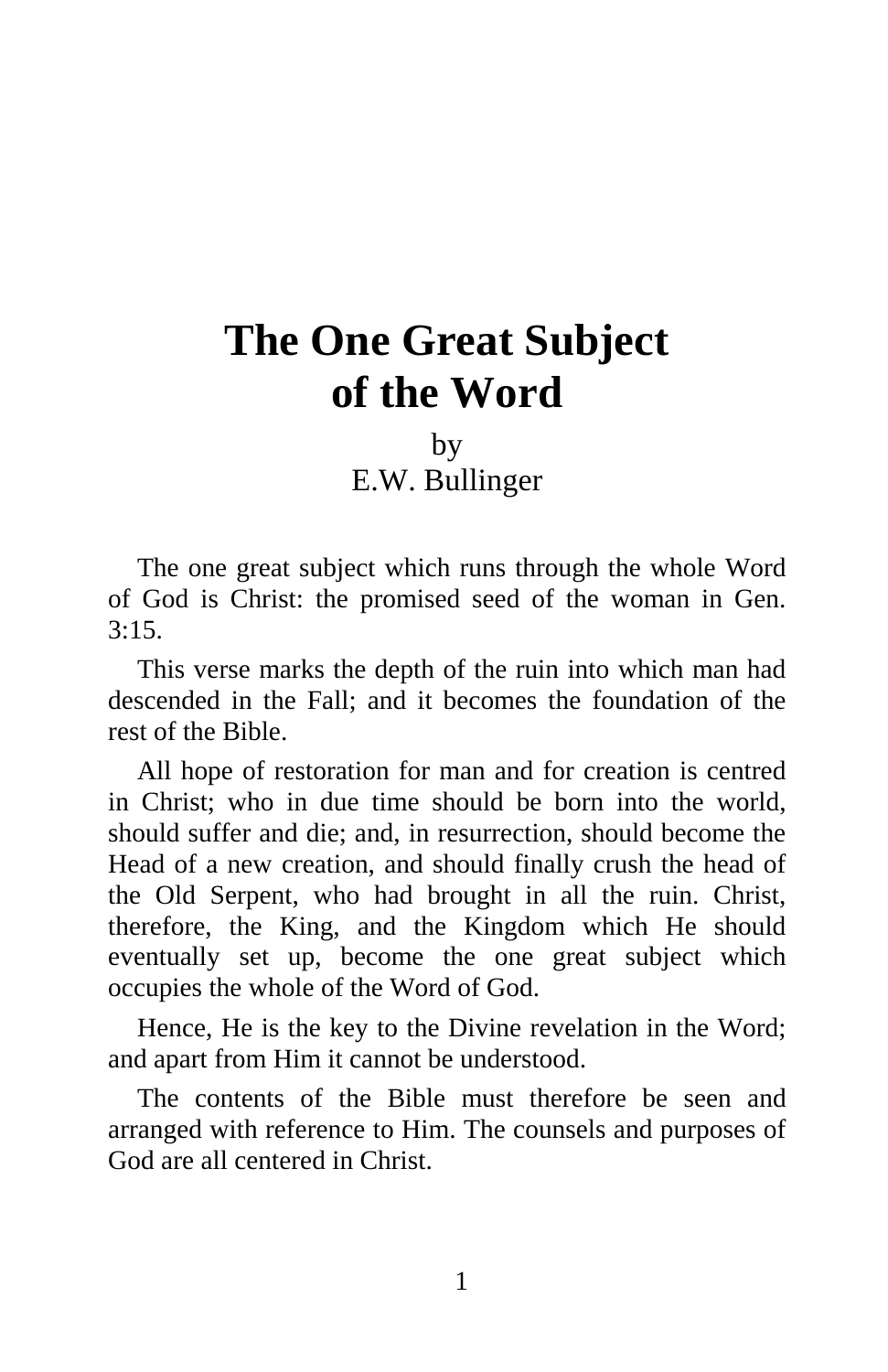# The One Great Subject of the Word

by
E.W. Bullinger

The one great subject which runs through the whole Word of God is Christ: the promised seed of the woman in Gen. 3:15.

This verse marks the depth of the ruin into which man had descended in the Fall; and it becomes the foundation of the rest of the Bible.

All hope of restoration for man and for creation is centred in Christ; who in due time should be born into the world, should suffer and die; and, in resurrection, should become the Head of a new creation, and should finally crush the head of the Old Serpent, who had brought in all the ruin. Christ, therefore, the King, and the Kingdom which He should eventually set up, become the one great subject which occupies the whole of the Word of God.

Hence, He is the key to the Divine revelation in the Word; and apart from Him it cannot be understood.

The contents of the Bible must therefore be seen and arranged with reference to Him. The counsels and purposes of God are all centered in Christ.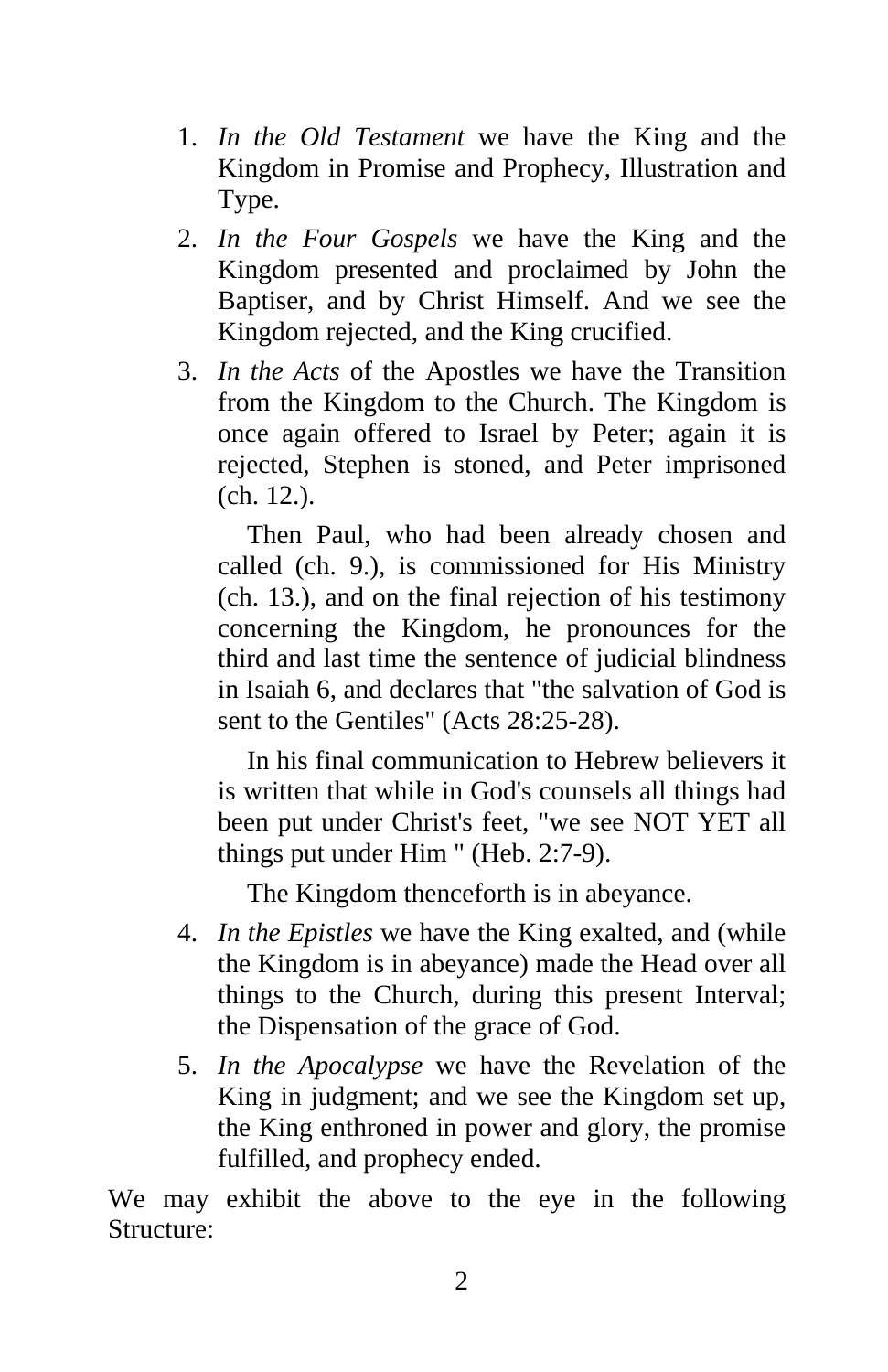1. *In the Old Testament* we have the King and the Kingdom in Promise and Prophecy, Illustration and Type.
2. *In the Four Gospels* we have the King and the Kingdom presented and proclaimed by John the Baptiser, and by Christ Himself. And we see the Kingdom rejected, and the King crucified.
3. *In the Acts* of the Apostles we have the Transition from the Kingdom to the Church. The Kingdom is once again offered to Israel by Peter; again it is rejected, Stephen is stoned, and Peter imprisoned (ch. 12.).

   Then Paul, who had been already chosen and called (ch. 9.), is commissioned for His Ministry (ch. 13.), and on the final rejection of his testimony concerning the Kingdom, he pronounces for the third and last time the sentence of judicial blindness in Isaiah 6, and declares that "the salvation of God is sent to the Gentiles" (Acts 28:25-28).

   In his final communication to Hebrew believers it is written that while in God's counsels all things had been put under Christ's feet, "we see NOT YET all things put under Him " (Heb. 2:7-9).

   The Kingdom thenceforth is in abeyance.
4. *In the Epistles* we have the King exalted, and (while the Kingdom is in abeyance) made the Head over all things to the Church, during this present Interval; the Dispensation of the grace of God.
5. *In the Apocalypse* we have the Revelation of the King in judgment; and we see the Kingdom set up, the King enthroned in power and glory, the promise fulfilled, and prophecy ended.

We may exhibit the above to the eye in the following Structure: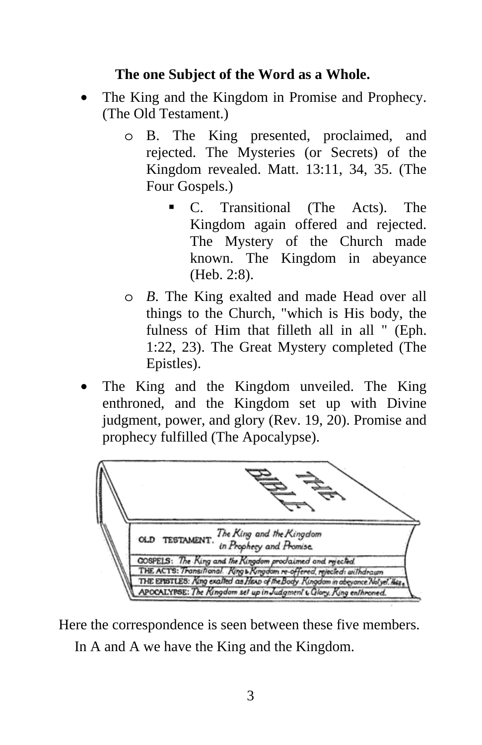**The one Subject of the Word as a Whole.**

- The King and the Kingdom in Promise and Prophecy. (The Old Testament.)
    - B. The King presented, proclaimed, and rejected. The Mysteries (or Secrets) of the Kingdom revealed. Matt. 13:11, 34, 35. (The Four Gospels.)
        - C. Transitional (The Acts). The Kingdom again offered and rejected. The Mystery of the Church made known. The Kingdom in abeyance (Heb. 2:8).
    - *B*. The King exalted and made Head over all things to the Church, "which is His body, the fulness of Him that filleth all in all " (Eph. 1:22, 23). The Great Mystery completed (The Epistles).
- The King and the Kingdom unveiled. The King enthroned, and the Kingdom set up with Divine judgment, power, and glory (Rev. 19, 20). Promise and prophecy fulfilled (The Apocalypse).

THE BIBLE

OLD TESTAMENT. *The King and the Kingdom in Prophecy and Promise.*

GOSPELS: *The King and the Kingdom proclaimed and rejected.*

THE ACTS: *Transitional. King & Kingdom re-offered, rejected: withdrawn*

THE EPISTLES: *King exalted as HEAD of the Body. Kingdom in abeyance "Not yet." Heb. 2*

APOCALYPSE: *The Kingdom set up in Judgment & Glory. King enthroned.*

Here the correspondence is seen between these five members.

In A and A we have the King and the Kingdom.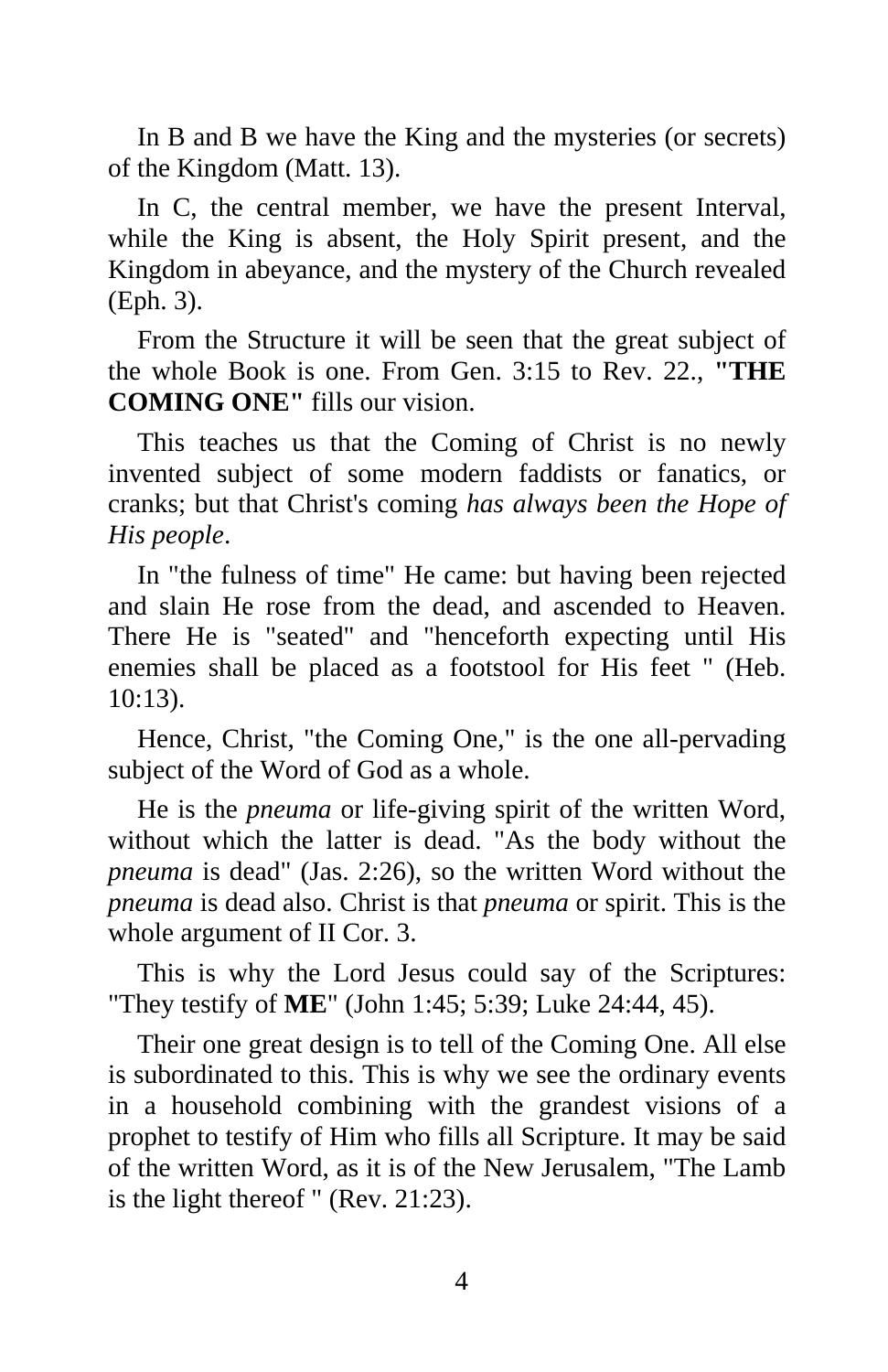In B and B we have the King and the mysteries (or secrets) of the Kingdom (Matt. 13).

In C, the central member, we have the present Interval, while the King is absent, the Holy Spirit present, and the Kingdom in abeyance, and the mystery of the Church revealed (Eph. 3).

From the Structure it will be seen that the great subject of the whole Book is one. From Gen. 3:15 to Rev. 22., **"THE COMING ONE"** fills our vision.

This teaches us that the Coming of Christ is no newly invented subject of some modern faddists or fanatics, or cranks; but that Christ's coming *has always been the Hope of His people*.

In "the fulness of time" He came: but having been rejected and slain He rose from the dead, and ascended to Heaven. There He is "seated" and "henceforth expecting until His enemies shall be placed as a footstool for His feet " (Heb. 10:13).

Hence, Christ, "the Coming One," is the one all-pervading subject of the Word of God as a whole.

He is the *pneuma* or life-giving spirit of the written Word, without which the latter is dead. "As the body without the *pneuma* is dead" (Jas. 2:26), so the written Word without the *pneuma* is dead also. Christ is that *pneuma* or spirit. This is the whole argument of II Cor. 3.

This is why the Lord Jesus could say of the Scriptures: "They testify of **ME**" (John 1:45; 5:39; Luke 24:44, 45).

Their one great design is to tell of the Coming One. All else is subordinated to this. This is why we see the ordinary events in a household combining with the grandest visions of a prophet to testify of Him who fills all Scripture. It may be said of the written Word, as it is of the New Jerusalem, "The Lamb is the light thereof " (Rev. 21:23).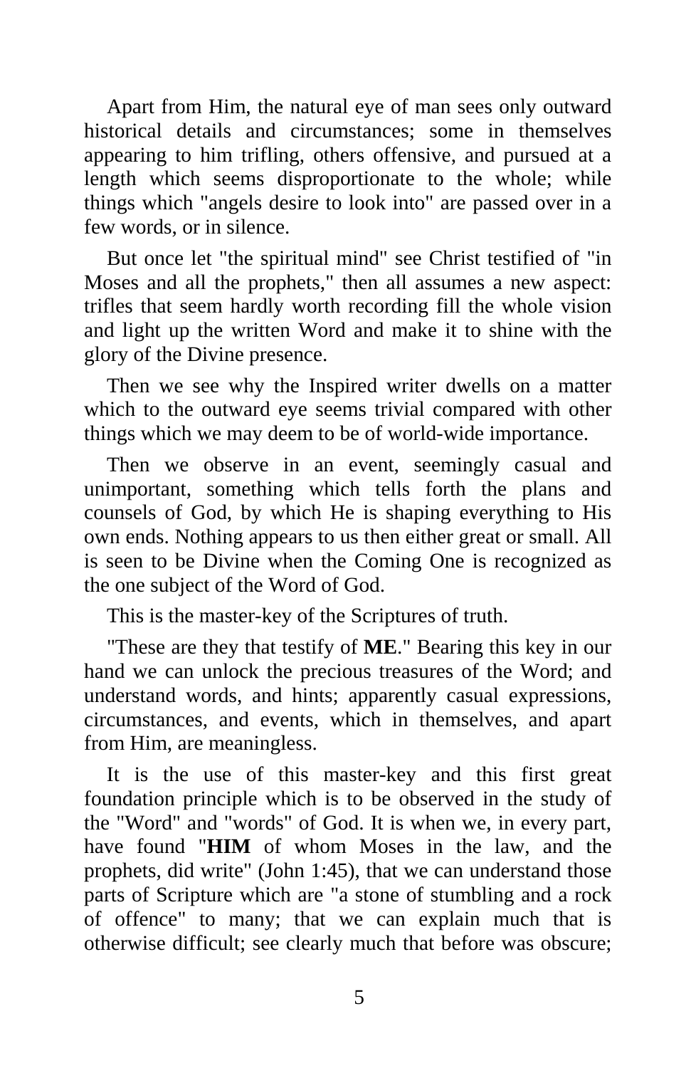Apart from Him, the natural eye of man sees only outward historical details and circumstances; some in themselves appearing to him trifling, others offensive, and pursued at a length which seems disproportionate to the whole; while things which "angels desire to look into" are passed over in a few words, or in silence.

But once let "the spiritual mind" see Christ testified of "in Moses and all the prophets," then all assumes a new aspect: trifles that seem hardly worth recording fill the whole vision and light up the written Word and make it to shine with the glory of the Divine presence.

Then we see why the Inspired writer dwells on a matter which to the outward eye seems trivial compared with other things which we may deem to be of world-wide importance.

Then we observe in an event, seemingly casual and unimportant, something which tells forth the plans and counsels of God, by which He is shaping everything to His own ends. Nothing appears to us then either great or small. All is seen to be Divine when the Coming One is recognized as the one subject of the Word of God.

This is the master-key of the Scriptures of truth.

"These are they that testify of **ME**." Bearing this key in our hand we can unlock the precious treasures of the Word; and understand words, and hints; apparently casual expressions, circumstances, and events, which in themselves, and apart from Him, are meaningless.

It is the use of this master-key and this first great foundation principle which is to be observed in the study of the "Word" and "words" of God. It is when we, in every part, have found "**HIM** of whom Moses in the law, and the prophets, did write" (John 1:45), that we can understand those parts of Scripture which are "a stone of stumbling and a rock of offence" to many; that we can explain much that is otherwise difficult; see clearly much that before was obscure;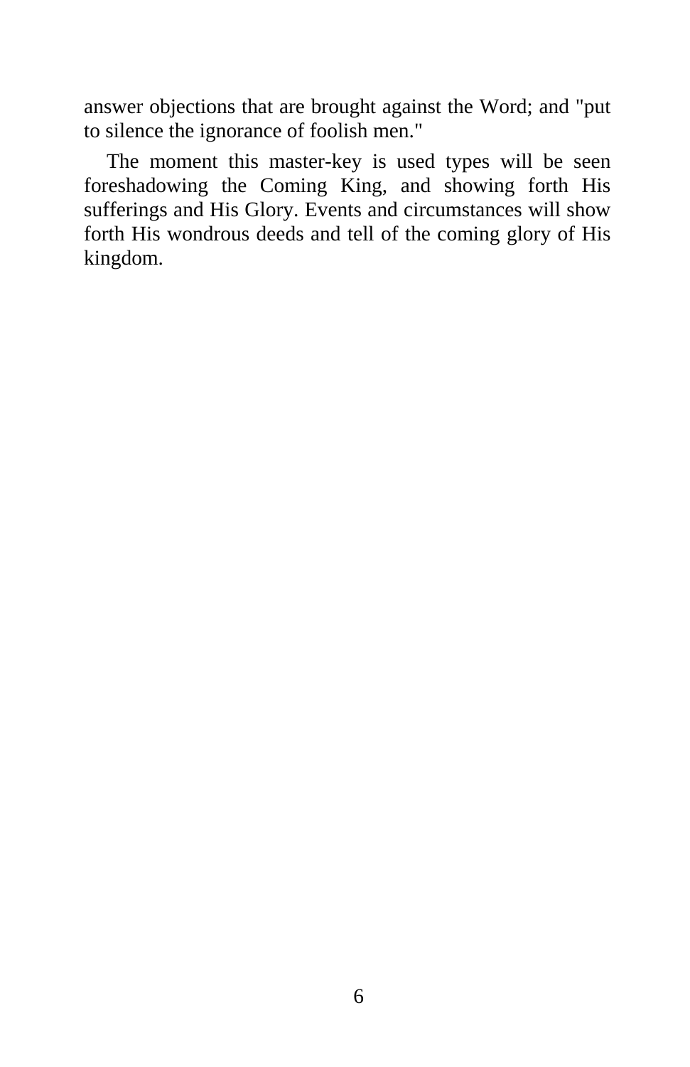answer objections that are brought against the Word; and "put to silence the ignorance of foolish men."

The moment this master-key is used types will be seen foreshadowing the Coming King, and showing forth His sufferings and His Glory. Events and circumstances will show forth His wondrous deeds and tell of the coming glory of His kingdom.